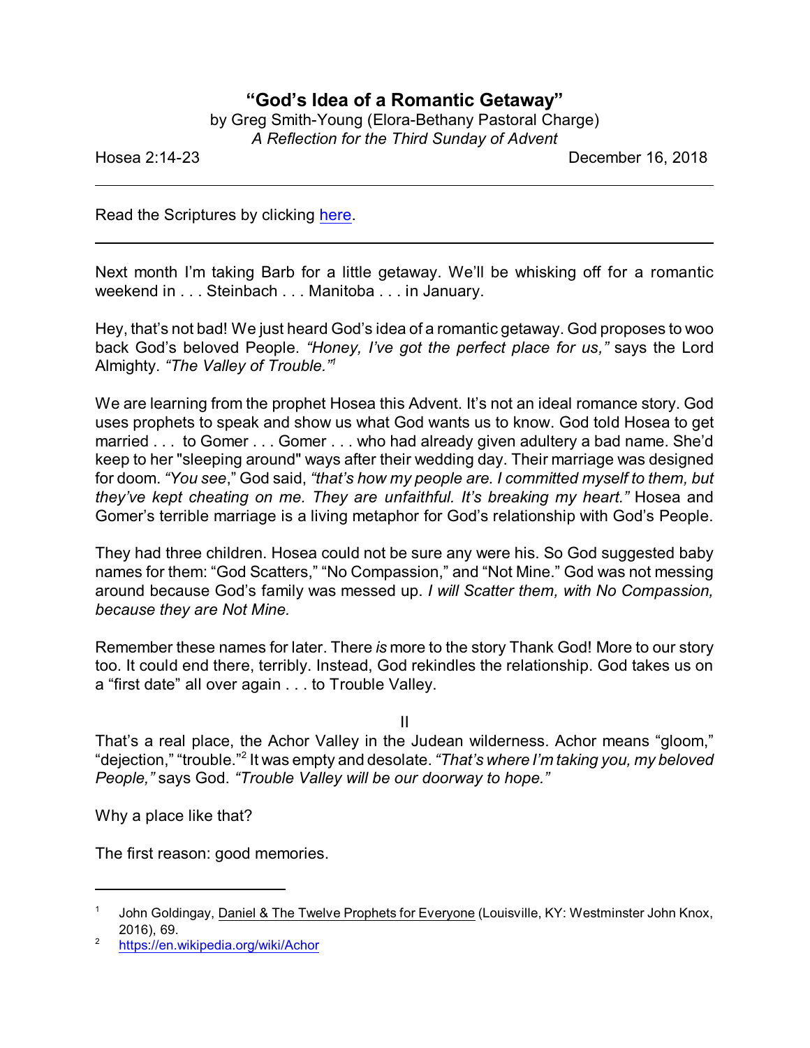# "God's Idea of a Romantic Getaway"

by Greg Smith-Young (Elora-Bethany Pastoral Charge)
*A Reflection for the Third Sunday of Advent*

Hosea 2:14-23 December 16, 2018

---

Read the Scriptures by clicking [here]().

---

Next month I'm taking Barb for a little getaway. We'll be whisking off for a romantic weekend in . . . Steinbach . . . Manitoba . . . in January.

Hey, that's not bad! We just heard God's idea of a romantic getaway. God proposes to woo back God's beloved People. *"Honey, I've got the perfect place for us,"* says the Lord Almighty. *"The Valley of Trouble."*[1]

We are learning from the prophet Hosea this Advent. It's not an ideal romance story. God uses prophets to speak and show us what God wants us to know. God told Hosea to get married . . . to Gomer . . . Gomer . . . who had already given adultery a bad name. She'd keep to her "sleeping around" ways after their wedding day. Their marriage was designed for doom. *"You see*," God said, *"that's how my people are. I committed myself to them, but they've kept cheating on me. They are unfaithful. It's breaking my heart."* Hosea and Gomer's terrible marriage is a living metaphor for God's relationship with God's People.

They had three children. Hosea could not be sure any were his. So God suggested baby names for them: "God Scatters," "No Compassion," and "Not Mine." God was not messing around because God's family was messed up. *I will Scatter them, with No Compassion, because they are Not Mine.*

Remember these names for later. There *is* more to the story Thank God! More to our story too. It could end there, terribly. Instead, God rekindles the relationship. God takes us on a "first date" all over again . . . to Trouble Valley.

II

That's a real place, the Achor Valley in the Judean wilderness. Achor means "gloom," "dejection," "trouble."[2] It was empty and desolate. *"That's where I'm taking you, my beloved People,"* says God. *"Trouble Valley will be our doorway to hope."*

Why a place like that?

The first reason: good memories.

---

[1] John Goldingay, Daniel & The Twelve Prophets for Everyone (Louisville, KY: Westminster John Knox, 2016), 69.

[2] https://en.wikipedia.org/wiki/Achor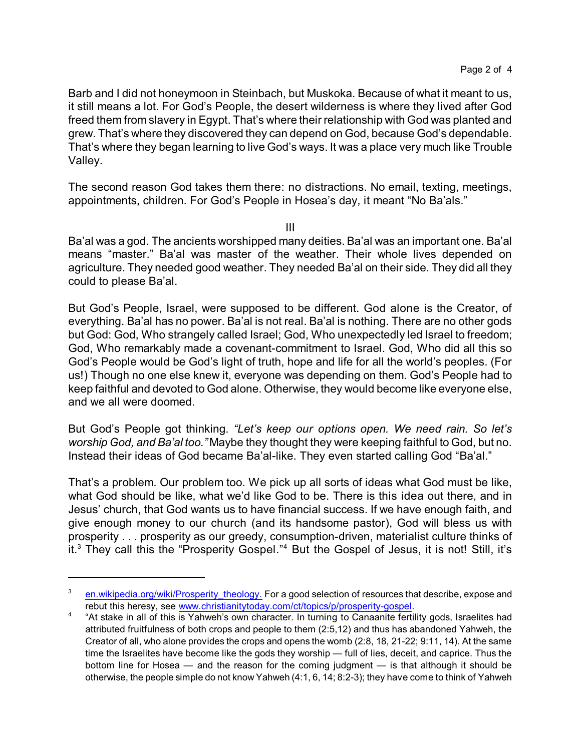Barb and I did not honeymoon in Steinbach, but Muskoka. Because of what it meant to us, it still means a lot. For God's People, the desert wilderness is where they lived after God freed them from slavery in Egypt. That's where their relationship with God was planted and grew. That's where they discovered they can depend on God, because God's dependable. That's where they began learning to live God's ways. It was a place very much like Trouble Valley.

The second reason God takes them there: no distractions. No email, texting, meetings, appointments, children. For God's People in Hosea's day, it meant "No Ba'als."

III

Ba'al was a god. The ancients worshipped many deities. Ba'al was an important one. Ba'al means "master." Ba'al was master of the weather. Their whole lives depended on agriculture. They needed good weather. They needed Ba'al on their side. They did all they could to please Ba'al.

But God's People, Israel, were supposed to be different. God alone is the Creator, of everything. Ba'al has no power. Ba'al is not real. Ba'al is nothing. There are no other gods but God: God, Who strangely called Israel; God, Who unexpectedly led Israel to freedom; God, Who remarkably made a covenant-commitment to Israel. God, Who did all this so God's People would be God's light of truth, hope and life for all the world's peoples. (For us!) Though no one else knew it, everyone was depending on them. God's People had to keep faithful and devoted to God alone. Otherwise, they would become like everyone else, and we all were doomed.

But God's People got thinking. *"Let's keep our options open. We need rain. So let's worship God, and Ba'al too."* Maybe they thought they were keeping faithful to God, but no. Instead their ideas of God became Ba'al-like. They even started calling God "Ba'al."

That's a problem. Our problem too. We pick up all sorts of ideas what God must be like, what God should be like, what we'd like God to be. There is this idea out there, and in Jesus' church, that God wants us to have financial success. If we have enough faith, and give enough money to our church (and its handsome pastor), God will bless us with prosperity . . . prosperity as our greedy, consumption-driven, materialist culture thinks of it.[3] They call this the "Prosperity Gospel."[4] But the Gospel of Jesus, it is not! Still, it's

---

[3] en.wikipedia.org/wiki/Prosperity_theology. For a good selection of resources that describe, expose and rebut this heresy, see www.christianitytoday.com/ct/topics/p/prosperity-gospel.

[4] "At stake in all of this is Yahweh's own character. In turning to Canaanite fertility gods, Israelites had attributed fruitfulness of both crops and people to them (2:5,12) and thus has abandoned Yahweh, the Creator of all, who alone provides the crops and opens the womb (2:8, 18, 21-22; 9:11, 14). At the same time the Israelites have become like the gods they worship — full of lies, deceit, and caprice. Thus the bottom line for Hosea — and the reason for the coming judgment — is that although it should be otherwise, the people simple do not know Yahweh (4:1, 6, 14; 8:2-3); they have come to think of Yahweh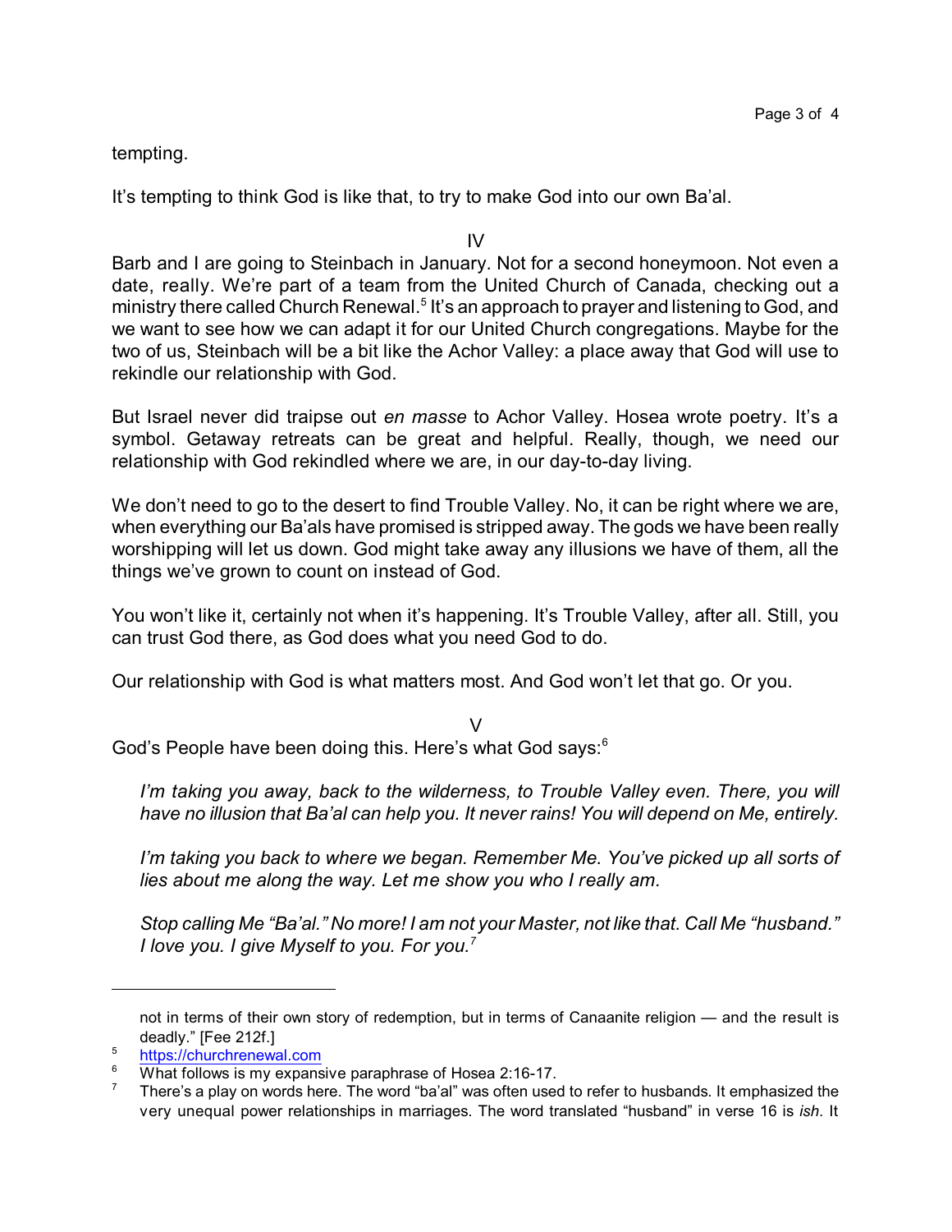tempting.

It's tempting to think God is like that, to try to make God into our own Ba'al.

IV

Barb and I are going to Steinbach in January. Not for a second honeymoon. Not even a date, really. We're part of a team from the United Church of Canada, checking out a ministry there called Church Renewal.[5] It's an approach to prayer and listening to God, and we want to see how we can adapt it for our United Church congregations. Maybe for the two of us, Steinbach will be a bit like the Achor Valley: a place away that God will use to rekindle our relationship with God.

But Israel never did traipse out *en masse* to Achor Valley. Hosea wrote poetry. It's a symbol. Getaway retreats can be great and helpful. Really, though, we need our relationship with God rekindled where we are, in our day-to-day living.

We don't need to go to the desert to find Trouble Valley. No, it can be right where we are, when everything our Ba'als have promised is stripped away. The gods we have been really worshipping will let us down. God might take away any illusions we have of them, all the things we've grown to count on instead of God.

You won't like it, certainly not when it's happening. It's Trouble Valley, after all. Still, you can trust God there, as God does what you need God to do.

Our relationship with God is what matters most. And God won't let that go. Or you.

V

God's People have been doing this. Here's what God says:[6]

> *I'm taking you away, back to the wilderness, to Trouble Valley even. There, you will have no illusion that Ba'al can help you. It never rains! You will depend on Me, entirely.*
>
> *I'm taking you back to where we began. Remember Me. You've picked up all sorts of lies about me along the way. Let me show you who I really am.*
>
> *Stop calling Me "Ba'al." No more! I am not your Master, not like that. Call Me "husband." I love you. I give Myself to you. For you.*[7]

---

not in terms of their own story of redemption, but in terms of Canaanite religion — and the result is deadly." [Fee 212f.]

5. https://churchrenewal.com
6. What follows is my expansive paraphrase of Hosea 2:16-17.
7. There's a play on words here. The word "ba'al" was often used to refer to husbands. It emphasized the very unequal power relationships in marriages. The word translated "husband" in verse 16 is *ish*. It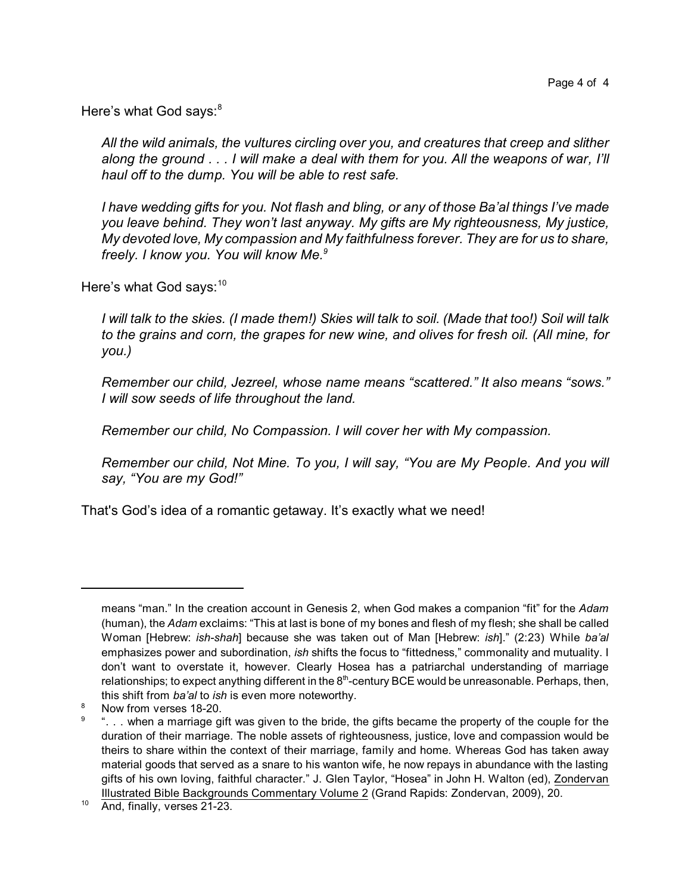Here's what God says:[8]

> *All the wild animals, the vultures circling over you, and creatures that creep and slither along the ground . . . I will make a deal with them for you. All the weapons of war, I'll haul off to the dump. You will be able to rest safe.*
>
> *I have wedding gifts for you. Not flash and bling, or any of those Ba'al things I've made you leave behind. They won't last anyway. My gifts are My righteousness, My justice, My devoted love, My compassion and My faithfulness forever. They are for us to share, freely. I know you. You will know Me.*[9]

Here's what God says:[10]

> *I will talk to the skies. (I made them!) Skies will talk to soil. (Made that too!) Soil will talk to the grains and corn, the grapes for new wine, and olives for fresh oil. (All mine, for you.)*
>
> *Remember our child, Jezreel, whose name means "scattered." It also means "sows." I will sow seeds of life throughout the land.*
>
> *Remember our child, No Compassion. I will cover her with My compassion.*
>
> *Remember our child, Not Mine. To you, I will say, "You are My People. And you will say, "You are my God!"*

That's God's idea of a romantic getaway. It's exactly what we need!

---

means "man." In the creation account in Genesis 2, when God makes a companion "fit" for the *Adam* (human), the *Adam* exclaims: "This at last is bone of my bones and flesh of my flesh; she shall be called Woman [Hebrew: *ish-shah*] because she was taken out of Man [Hebrew: *ish*]." (2:23) While *ba'al* emphasizes power and subordination, *ish* shifts the focus to "fittedness," commonality and mutuality. I don't want to overstate it, however. Clearly Hosea has a patriarchal understanding of marriage relationships; to expect anything different in the 8th-century BCE would be unreasonable. Perhaps, then, this shift from *ba'al* to *ish* is even more noteworthy.

[8] Now from verses 18-20.

[9] ". . . when a marriage gift was given to the bride, the gifts became the property of the couple for the duration of their marriage. The noble assets of righteousness, justice, love and compassion would be theirs to share within the context of their marriage, family and home. Whereas God has taken away material goods that served as a snare to his wanton wife, he now repays in abundance with the lasting gifts of his own loving, faithful character." J. Glen Taylor, "Hosea" in John H. Walton (ed), Zondervan Illustrated Bible Backgrounds Commentary Volume 2 (Grand Rapids: Zondervan, 2009), 20.

[10] And, finally, verses 21-23.